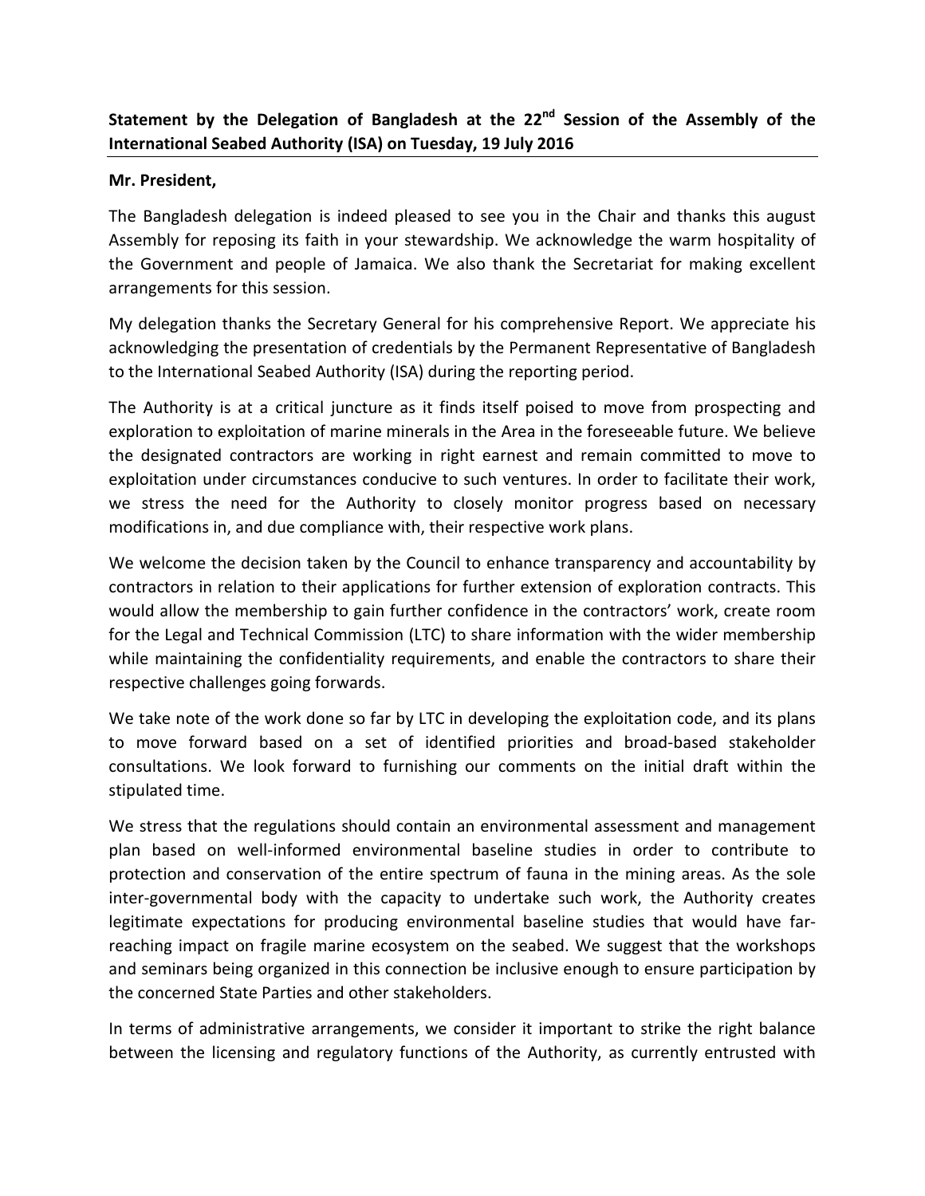**Statement by the Delegation of Bangladesh at the 22nd Session of the Assembly of the International Seabed Authority (ISA) on Tuesday, 19 July 2016**

**Mr. President,**

The Bangladesh delegation is indeed pleased to see you in the Chair and thanks this august Assembly for reposing its faith in your stewardship. We acknowledge the warm hospitality of the Government and people of Jamaica. We also thank the Secretariat for making excellent arrangements for this session.

My delegation thanks the Secretary General for his comprehensive Report. We appreciate his acknowledging the presentation of credentials by the Permanent Representative of Bangladesh to the International Seabed Authority (ISA) during the reporting period.

The Authority is at a critical juncture as it finds itself poised to move from prospecting and exploration to exploitation of marine minerals in the Area in the foreseeable future. We believe the designated contractors are working in right earnest and remain committed to move to exploitation under circumstances conducive to such ventures. In order to facilitate their work, we stress the need for the Authority to closely monitor progress based on necessary modifications in, and due compliance with, their respective work plans.

We welcome the decision taken by the Council to enhance transparency and accountability by contractors in relation to their applications for further extension of exploration contracts. This would allow the membership to gain further confidence in the contractors' work, create room for the Legal and Technical Commission (LTC) to share information with the wider membership while maintaining the confidentiality requirements, and enable the contractors to share their respective challenges going forwards.

We take note of the work done so far by LTC in developing the exploitation code, and its plans to move forward based on a set of identified priorities and broad-based stakeholder consultations. We look forward to furnishing our comments on the initial draft within the stipulated time.

We stress that the regulations should contain an environmental assessment and management plan based on well-informed environmental baseline studies in order to contribute to protection and conservation of the entire spectrum of fauna in the mining areas. As the sole inter-governmental body with the capacity to undertake such work, the Authority creates legitimate expectations for producing environmental baseline studies that would have far-reaching impact on fragile marine ecosystem on the seabed. We suggest that the workshops and seminars being organized in this connection be inclusive enough to ensure participation by the concerned State Parties and other stakeholders.

In terms of administrative arrangements, we consider it important to strike the right balance between the licensing and regulatory functions of the Authority, as currently entrusted with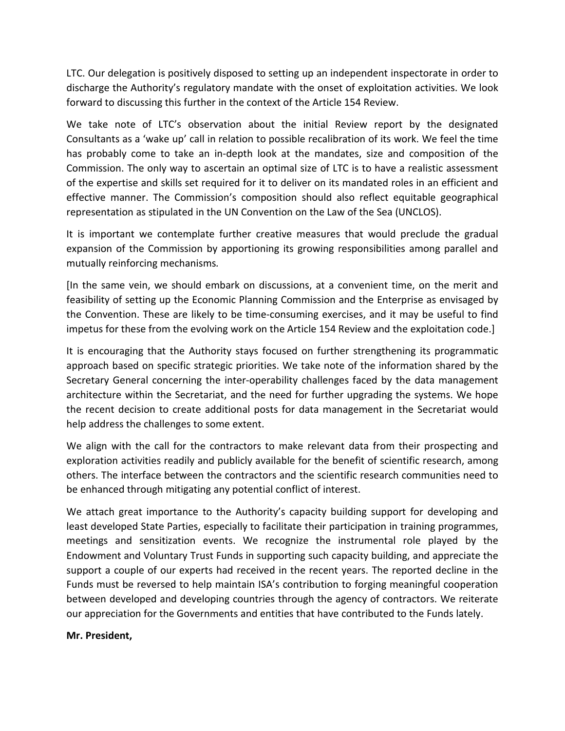LTC. Our delegation is positively disposed to setting up an independent inspectorate in order to discharge the Authority's regulatory mandate with the onset of exploitation activities. We look forward to discussing this further in the context of the Article 154 Review.

We take note of LTC's observation about the initial Review report by the designated Consultants as a 'wake up' call in relation to possible recalibration of its work. We feel the time has probably come to take an in-depth look at the mandates, size and composition of the Commission. The only way to ascertain an optimal size of LTC is to have a realistic assessment of the expertise and skills set required for it to deliver on its mandated roles in an efficient and effective manner. The Commission's composition should also reflect equitable geographical representation as stipulated in the UN Convention on the Law of the Sea (UNCLOS).

It is important we contemplate further creative measures that would preclude the gradual expansion of the Commission by apportioning its growing responsibilities among parallel and mutually reinforcing mechanisms.

[In the same vein, we should embark on discussions, at a convenient time, on the merit and feasibility of setting up the Economic Planning Commission and the Enterprise as envisaged by the Convention. These are likely to be time-consuming exercises, and it may be useful to find impetus for these from the evolving work on the Article 154 Review and the exploitation code.]

It is encouraging that the Authority stays focused on further strengthening its programmatic approach based on specific strategic priorities. We take note of the information shared by the Secretary General concerning the inter-operability challenges faced by the data management architecture within the Secretariat, and the need for further upgrading the systems. We hope the recent decision to create additional posts for data management in the Secretariat would help address the challenges to some extent.

We align with the call for the contractors to make relevant data from their prospecting and exploration activities readily and publicly available for the benefit of scientific research, among others. The interface between the contractors and the scientific research communities need to be enhanced through mitigating any potential conflict of interest.

We attach great importance to the Authority's capacity building support for developing and least developed State Parties, especially to facilitate their participation in training programmes, meetings and sensitization events. We recognize the instrumental role played by the Endowment and Voluntary Trust Funds in supporting such capacity building, and appreciate the support a couple of our experts had received in the recent years. The reported decline in the Funds must be reversed to help maintain ISA's contribution to forging meaningful cooperation between developed and developing countries through the agency of contractors. We reiterate our appreciation for the Governments and entities that have contributed to the Funds lately.

**Mr. President,**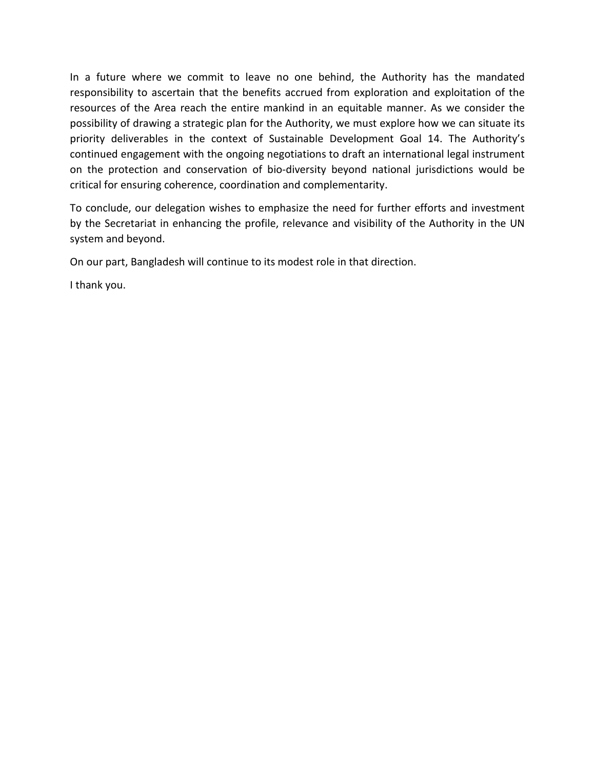In a future where we commit to leave no one behind, the Authority has the mandated responsibility to ascertain that the benefits accrued from exploration and exploitation of the resources of the Area reach the entire mankind in an equitable manner. As we consider the possibility of drawing a strategic plan for the Authority, we must explore how we can situate its priority deliverables in the context of Sustainable Development Goal 14. The Authority's continued engagement with the ongoing negotiations to draft an international legal instrument on the protection and conservation of bio-diversity beyond national jurisdictions would be critical for ensuring coherence, coordination and complementarity.

To conclude, our delegation wishes to emphasize the need for further efforts and investment by the Secretariat in enhancing the profile, relevance and visibility of the Authority in the UN system and beyond.

On our part, Bangladesh will continue to its modest role in that direction.

I thank you.